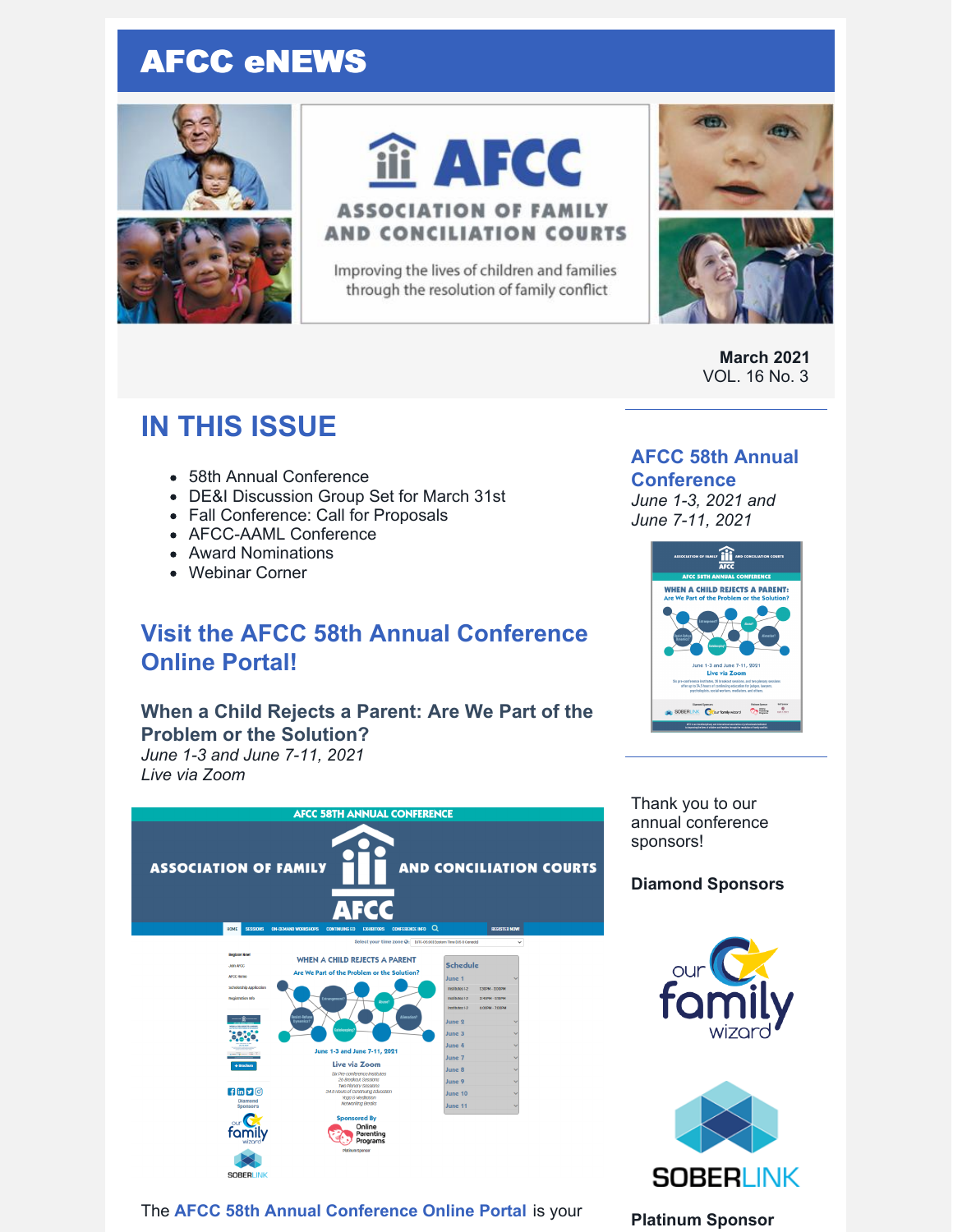# AFCC eNEWS

AFCC ASSOCIATION OF FAMILY AND CONCILIATION COURTS

Improving the lives of children and families through the resolution of family conflict

**March 2021**
VOL. 16 No. 3

## IN THIS ISSUE

- 58th Annual Conference
- DE&I Discussion Group Set for March 31st
- Fall Conference: Call for Proposals
- AFCC-AAML Conference
- Award Nominations
- Webinar Corner

## Visit the AFCC 58th Annual Conference Online Portal!

### When a Child Rejects a Parent: Are We Part of the Problem or the Solution?

*June 1-3 and June 7-11, 2021*
*Live via Zoom*

The **AFCC 58th Annual Conference Online Portal** is your

### AFCC 58th Annual Conference

*June 1-3, 2021 and June 7-11, 2021*

Thank you to our annual conference sponsors!

**Diamond Sponsors**

our family wizard

SOBERLINK

**Platinum Sponsor**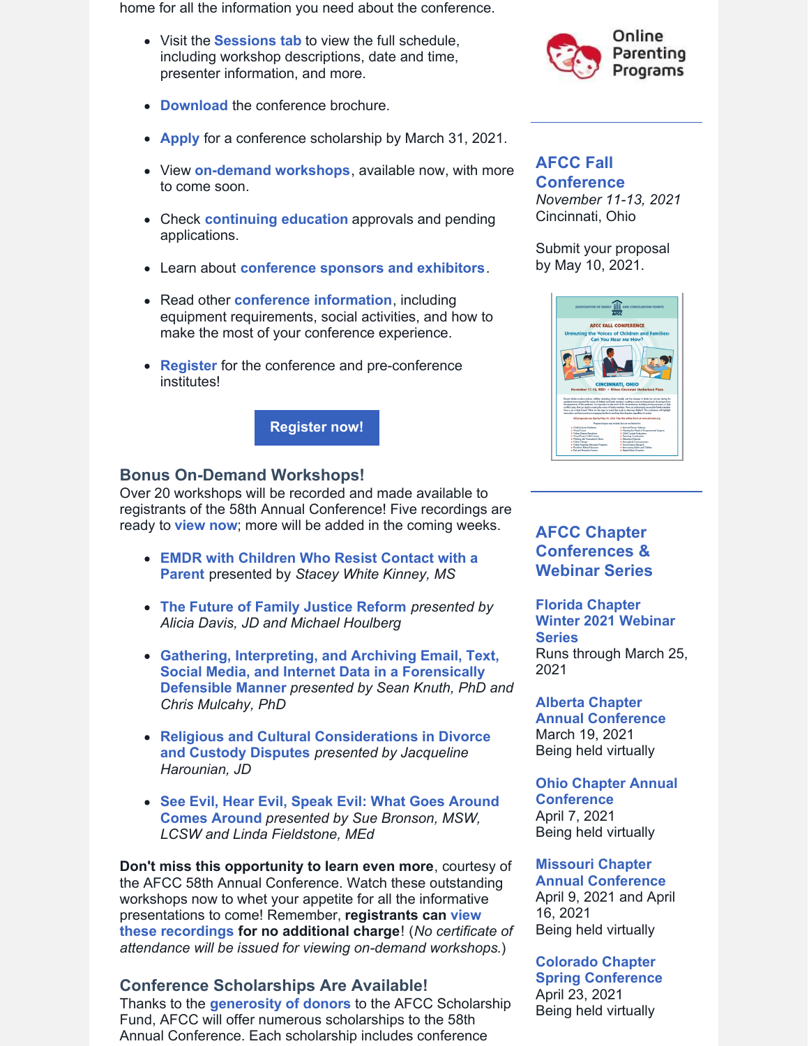home for all the information you need about the conference.

- Visit the **Sessions tab** to view the full schedule, including workshop descriptions, date and time, presenter information, and more.
- **Download** the conference brochure.
- **Apply** for a conference scholarship by March 31, 2021.
- View **on-demand workshops**, available now, with more to come soon.
- Check **continuing education** approvals and pending applications.
- Learn about **conference sponsors and exhibitors**.
- Read other **conference information**, including equipment requirements, social activities, and how to make the most of your conference experience.
- **Register** for the conference and pre-conference institutes!

**Register now!**

### Bonus On-Demand Workshops!

Over 20 workshops will be recorded and made available to registrants of the 58th Annual Conference! Five recordings are ready to **view now**; more will be added in the coming weeks.

- **EMDR with Children Who Resist Contact with a Parent** presented by *Stacey White Kinney, MS*
- **The Future of Family Justice Reform** *presented by Alicia Davis, JD and Michael Houlberg*
- **Gathering, Interpreting, and Archiving Email, Text, Social Media, and Internet Data in a Forensically Defensible Manner** *presented by Sean Knuth, PhD and Chris Mulcahy, PhD*
- **Religious and Cultural Considerations in Divorce and Custody Disputes** *presented by Jacqueline Harounian, JD*
- **See Evil, Hear Evil, Speak Evil: What Goes Around Comes Around** *presented by Sue Bronson, MSW, LCSW and Linda Fieldstone, MEd*

**Don't miss this opportunity to learn even more**, courtesy of the AFCC 58th Annual Conference. Watch these outstanding workshops now to whet your appetite for all the informative presentations to come! Remember, **registrants can view these recordings for no additional charge**! (*No certificate of attendance will be issued for viewing on-demand workshops.*)

### Conference Scholarships Are Available!

Thanks to the **generosity of donors** to the AFCC Scholarship Fund, AFCC will offer numerous scholarships to the 58th Annual Conference. Each scholarship includes conference

Online Parenting Programs

### AFCC Fall Conference

*November 11-13, 2021*
Cincinnati, Ohio

Submit your proposal by May 10, 2021.

### AFCC Chapter Conferences & Webinar Series

**Florida Chapter Winter 2021 Webinar Series**
Runs through March 25, 2021

**Alberta Chapter Annual Conference**
March 19, 2021
Being held virtually

**Ohio Chapter Annual Conference**
April 7, 2021
Being held virtually

**Missouri Chapter Annual Conference**
April 9, 2021 and April 16, 2021
Being held virtually

**Colorado Chapter Spring Conference**
April 23, 2021
Being held virtually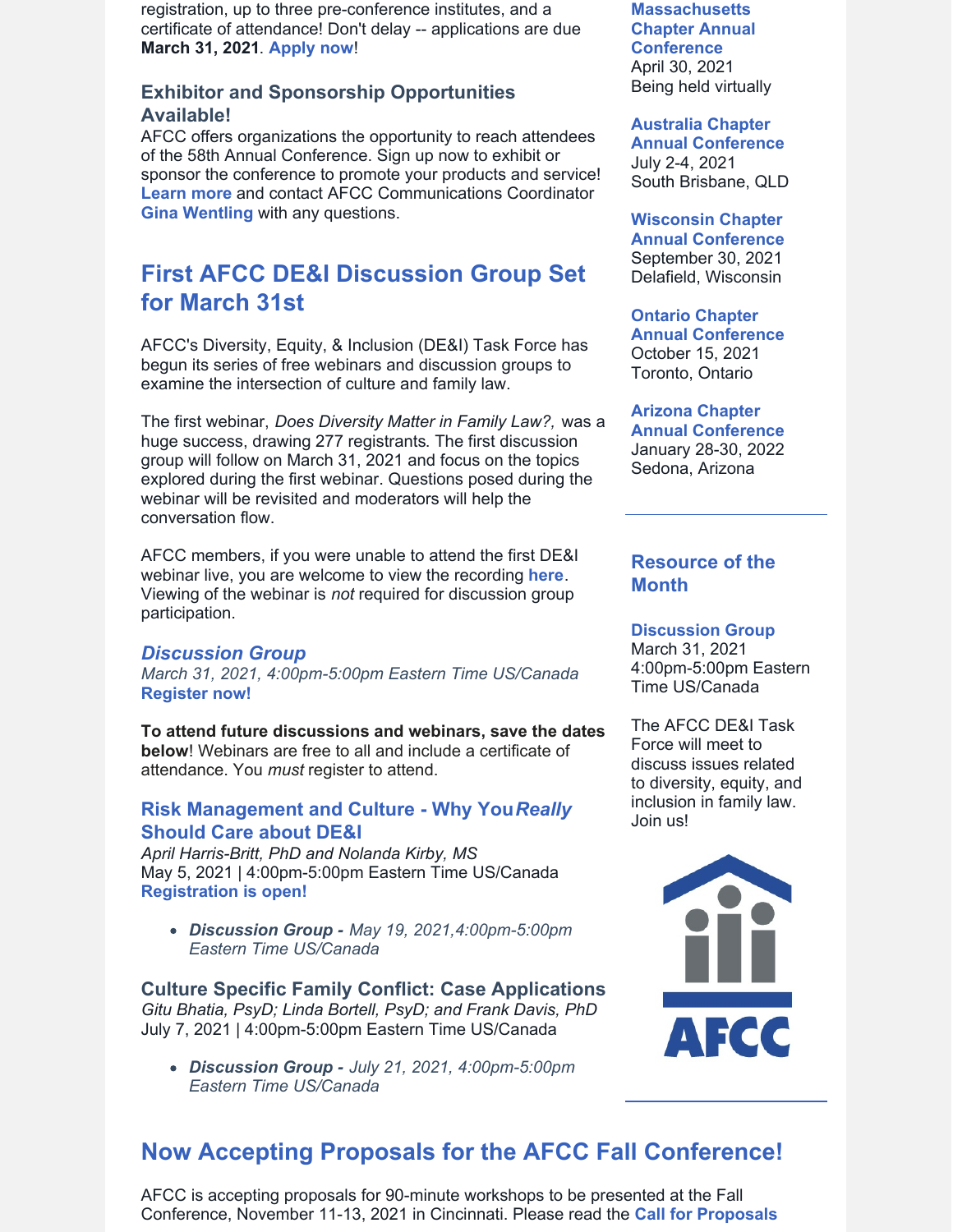registration, up to three pre-conference institutes, and a certificate of attendance! Don't delay -- applications are due **March 31, 2021**. **Apply now**!

### Exhibitor and Sponsorship Opportunities Available!

AFCC offers organizations the opportunity to reach attendees of the 58th Annual Conference. Sign up now to exhibit or sponsor the conference to promote your products and service! **Learn more** and contact AFCC Communications Coordinator **Gina Wentling** with any questions.

## First AFCC DE&I Discussion Group Set for March 31st

AFCC's Diversity, Equity, & Inclusion (DE&I) Task Force has begun its series of free webinars and discussion groups to examine the intersection of culture and family law.

The first webinar, *Does Diversity Matter in Family Law?,* was a huge success, drawing 277 registrants. The first discussion group will follow on March 31, 2021 and focus on the topics explored during the first webinar. Questions posed during the webinar will be revisited and moderators will help the conversation flow.

AFCC members, if you were unable to attend the first DE&I webinar live, you are welcome to view the recording **here**. Viewing of the webinar is *not* required for discussion group participation.

### *Discussion Group*

*March 31, 2021, 4:00pm-5:00pm Eastern Time US/Canada*
**Register now!**

**To attend future discussions and webinars, save the dates below**! Webinars are free to all and include a certificate of attendance. You *must* register to attend.

### Risk Management and Culture - Why You *Really* Should Care about DE&I

*April Harris-Britt, PhD and Nolanda Kirby, MS*
May 5, 2021 | 4:00pm-5:00pm Eastern Time US/Canada
**Registration is open!**

- ***Discussion Group -*** *May 19, 2021,4:00pm-5:00pm Eastern Time US/Canada*

### Culture Specific Family Conflict: Case Applications

*Gitu Bhatia, PsyD; Linda Bortell, PsyD; and Frank Davis, PhD*
July 7, 2021 | 4:00pm-5:00pm Eastern Time US/Canada

- ***Discussion Group -*** *July 21, 2021, 4:00pm-5:00pm Eastern Time US/Canada*

**Massachusetts Chapter Annual Conference**
April 30, 2021
Being held virtually

**Australia Chapter Annual Conference**
July 2-4, 2021
South Brisbane, QLD

**Wisconsin Chapter Annual Conference**
September 30, 2021
Delafield, Wisconsin

**Ontario Chapter Annual Conference**
October 15, 2021
Toronto, Ontario

**Arizona Chapter Annual Conference**
January 28-30, 2022
Sedona, Arizona

### Resource of the Month

**Discussion Group**
March 31, 2021
4:00pm-5:00pm Eastern Time US/Canada

The AFCC DE&I Task Force will meet to discuss issues related to diversity, equity, and inclusion in family law. Join us!

## Now Accepting Proposals for the AFCC Fall Conference!

AFCC is accepting proposals for 90-minute workshops to be presented at the Fall Conference, November 11-13, 2021 in Cincinnati. Please read the **Call for Proposals**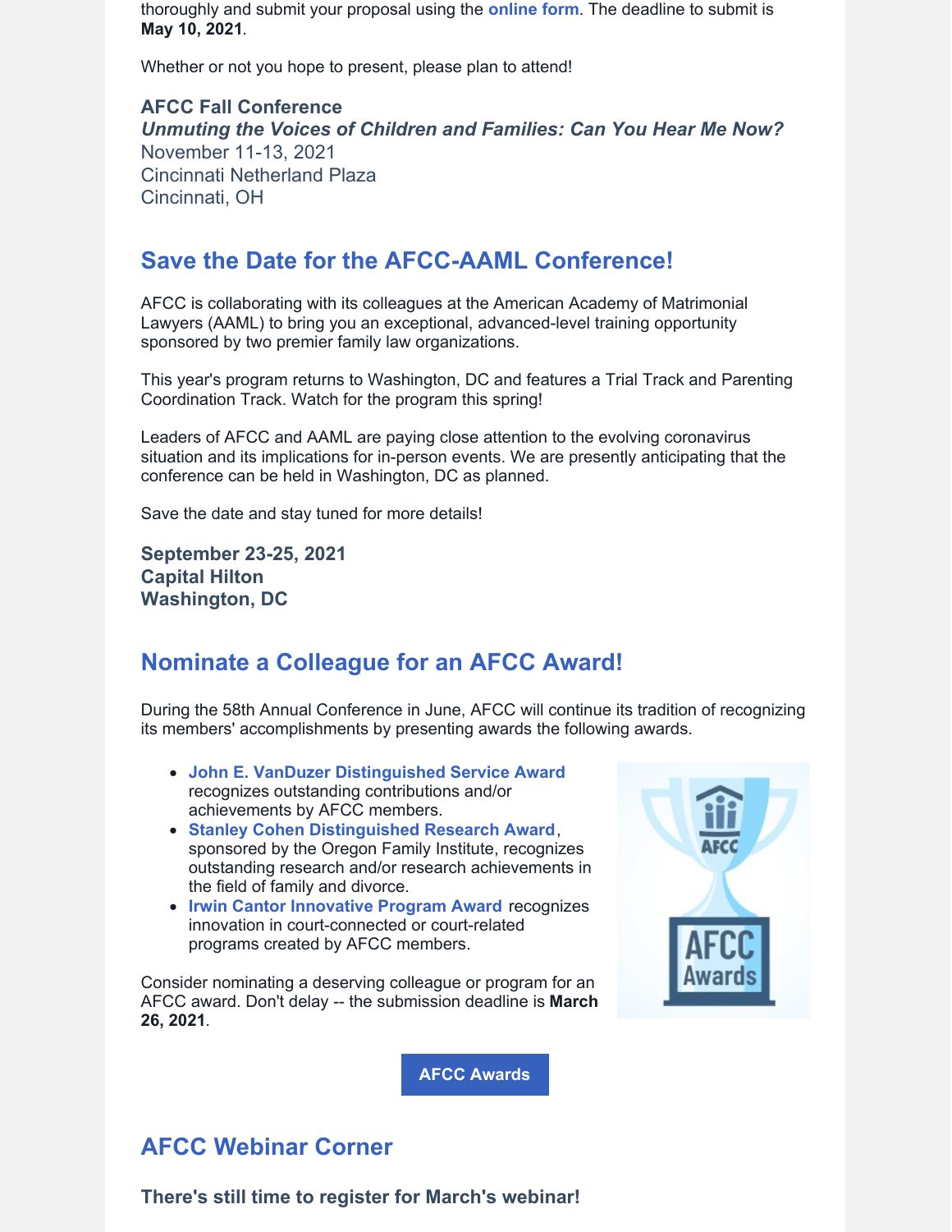thoroughly and submit your proposal using the **online form**. The deadline to submit is **May 10, 2021**.

Whether or not you hope to present, please plan to attend!

**AFCC Fall Conference**
***Unmuting the Voices of Children and Families: Can You Hear Me Now?***
November 11-13, 2021
Cincinnati Netherland Plaza
Cincinnati, OH

## Save the Date for the AFCC-AAML Conference!

AFCC is collaborating with its colleagues at the American Academy of Matrimonial Lawyers (AAML) to bring you an exceptional, advanced-level training opportunity sponsored by two premier family law organizations.

This year's program returns to Washington, DC and features a Trial Track and Parenting Coordination Track. Watch for the program this spring!

Leaders of AFCC and AAML are paying close attention to the evolving coronavirus situation and its implications for in-person events. We are presently anticipating that the conference can be held in Washington, DC as planned.

Save the date and stay tuned for more details!

**September 23-25, 2021**
**Capital Hilton**
**Washington, DC**

## Nominate a Colleague for an AFCC Award!

During the 58th Annual Conference in June, AFCC will continue its tradition of recognizing its members' accomplishments by presenting awards the following awards.

- **John E. VanDuzer Distinguished Service Award** recognizes outstanding contributions and/or achievements by AFCC members.
- **Stanley Cohen Distinguished Research Award**, sponsored by the Oregon Family Institute, recognizes outstanding research and/or research achievements in the field of family and divorce.
- **Irwin Cantor Innovative Program Award** recognizes innovation in court-connected or court-related programs created by AFCC members.

Consider nominating a deserving colleague or program for an AFCC award. Don't delay -- the submission deadline is **March 26, 2021**.

**AFCC Awards**

## AFCC Webinar Corner

**There's still time to register for March's webinar!**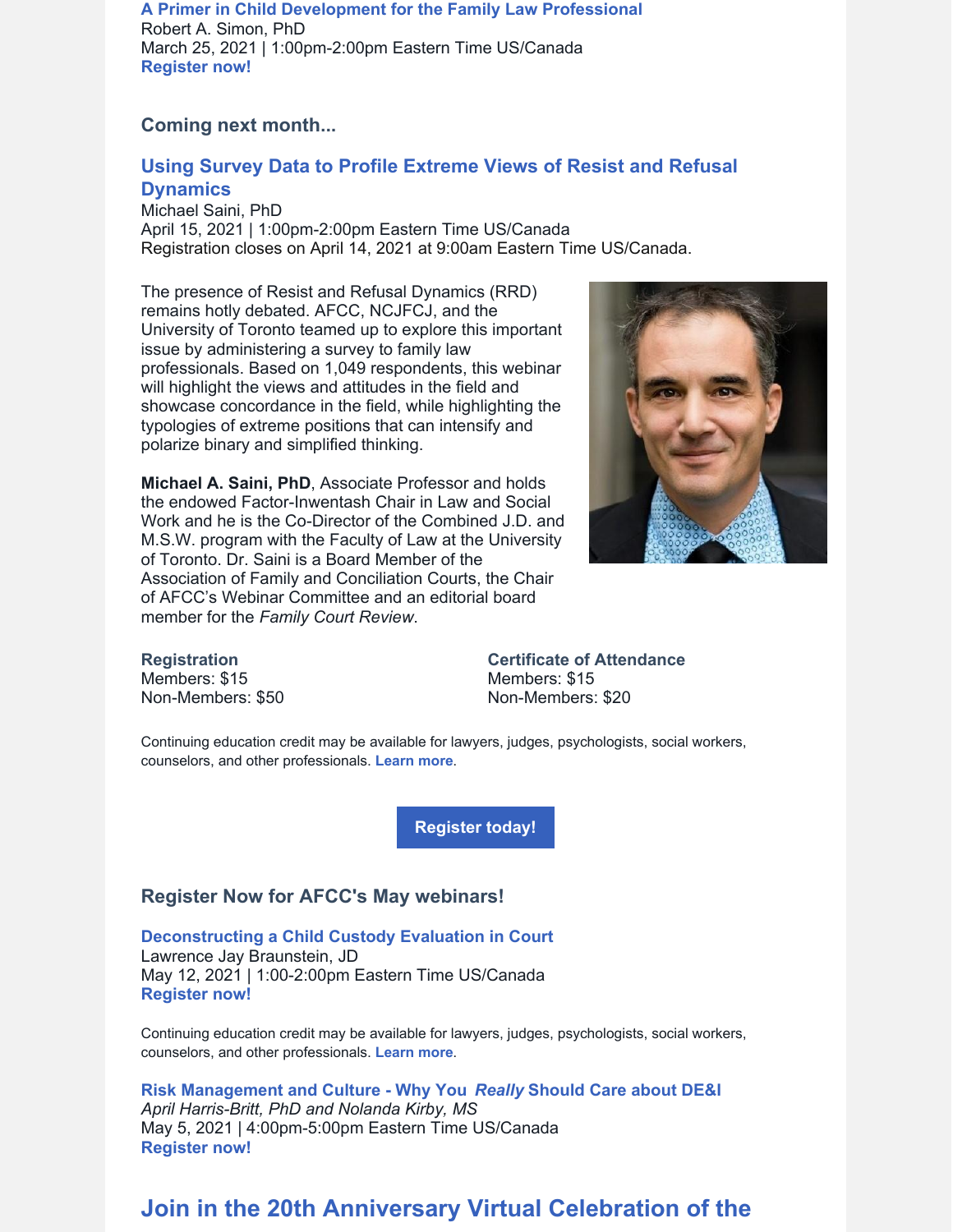### A Primer in Child Development for the Family Law Professional

Robert A. Simon, PhD
March 25, 2021 | 1:00pm-2:00pm Eastern Time US/Canada
**Register now!**

**Coming next month...**

### Using Survey Data to Profile Extreme Views of Resist and Refusal Dynamics

Michael Saini, PhD
April 15, 2021 | 1:00pm-2:00pm Eastern Time US/Canada
Registration closes on April 14, 2021 at 9:00am Eastern Time US/Canada.

The presence of Resist and Refusal Dynamics (RRD) remains hotly debated. AFCC, NCJFCJ, and the University of Toronto teamed up to explore this important issue by administering a survey to family law professionals. Based on 1,049 respondents, this webinar will highlight the views and attitudes in the field and showcase concordance in the field, while highlighting the typologies of extreme positions that can intensify and polarize binary and simplified thinking.

**Michael A. Saini, PhD**, Associate Professor and holds the endowed Factor-Inwentash Chair in Law and Social Work and he is the Co-Director of the Combined J.D. and M.S.W. program with the Faculty of Law at the University of Toronto. Dr. Saini is a Board Member of the Association of Family and Conciliation Courts, the Chair of AFCC's Webinar Committee and an editorial board member for the *Family Court Review*.

**Registration**
Members: $15
Non-Members: $50

**Certificate of Attendance**
Members: $15
Non-Members: $20

Continuing education credit may be available for lawyers, judges, psychologists, social workers, counselors, and other professionals. **Learn more**.

**Register today!**

**Register Now for AFCC's May webinars!**

### Deconstructing a Child Custody Evaluation in Court

Lawrence Jay Braunstein, JD
May 12, 2021 | 1:00-2:00pm Eastern Time US/Canada
**Register now!**

Continuing education credit may be available for lawyers, judges, psychologists, social workers, counselors, and other professionals. **Learn more**.

### Risk Management and Culture - Why You *Really* Should Care about DE&I

*April Harris-Britt, PhD and Nolanda Kirby, MS*
May 5, 2021 | 4:00pm-5:00pm Eastern Time US/Canada
**Register now!**

## Join in the 20th Anniversary Virtual Celebration of the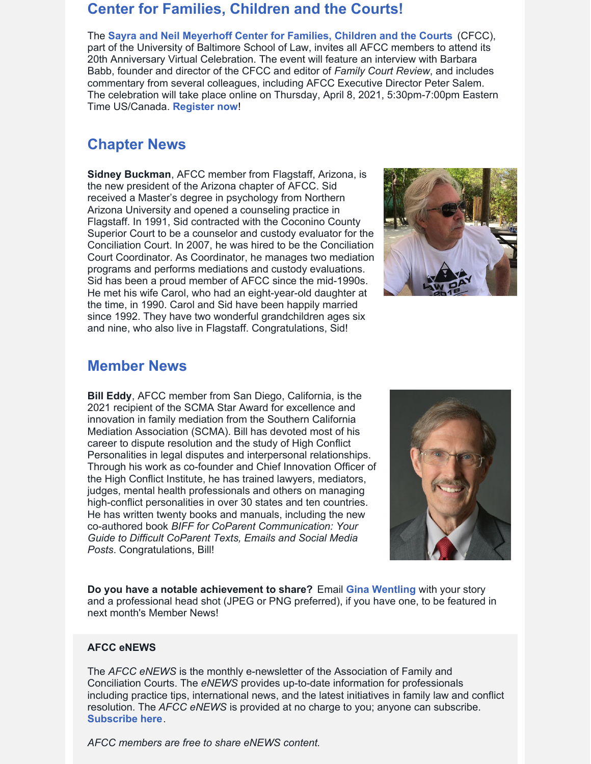## Center for Families, Children and the Courts!

The **Sayra and Neil Meyerhoff Center for Families, Children and the Courts** (CFCC), part of the University of Baltimore School of Law, invites all AFCC members to attend its 20th Anniversary Virtual Celebration. The event will feature an interview with Barbara Babb, founder and director of the CFCC and editor of *Family Court Review*, and includes commentary from several colleagues, including AFCC Executive Director Peter Salem. The celebration will take place online on Thursday, April 8, 2021, 5:30pm-7:00pm Eastern Time US/Canada. **Register now**!

## Chapter News

**Sidney Buckman**, AFCC member from Flagstaff, Arizona, is the new president of the Arizona chapter of AFCC. Sid received a Master's degree in psychology from Northern Arizona University and opened a counseling practice in Flagstaff. In 1991, Sid contracted with the Coconino County Superior Court to be a counselor and custody evaluator for the Conciliation Court. In 2007, he was hired to be the Conciliation Court Coordinator. As Coordinator, he manages two mediation programs and performs mediations and custody evaluations. Sid has been a proud member of AFCC since the mid-1990s. He met his wife Carol, who had an eight-year-old daughter at the time, in 1990. Carol and Sid have been happily married since 1992. They have two wonderful grandchildren ages six and nine, who also live in Flagstaff. Congratulations, Sid!

## Member News

**Bill Eddy**, AFCC member from San Diego, California, is the 2021 recipient of the SCMA Star Award for excellence and innovation in family mediation from the Southern California Mediation Association (SCMA). Bill has devoted most of his career to dispute resolution and the study of High Conflict Personalities in legal disputes and interpersonal relationships. Through his work as co-founder and Chief Innovation Officer of the High Conflict Institute, he has trained lawyers, mediators, judges, mental health professionals and others on managing high-conflict personalities in over 30 states and ten countries. He has written twenty books and manuals, including the new co-authored book *BIFF for CoParent Communication: Your Guide to Difficult CoParent Texts, Emails and Social Media Posts*. Congratulations, Bill!

**Do you have a notable achievement to share?** Email **Gina Wentling** with your story and a professional head shot (JPEG or PNG preferred), if you have one, to be featured in next month's Member News!

### AFCC eNEWS

The *AFCC eNEWS* is the monthly e-newsletter of the Association of Family and Conciliation Courts. The *eNEWS* provides up-to-date information for professionals including practice tips, international news, and the latest initiatives in family law and conflict resolution. The *AFCC eNEWS* is provided at no charge to you; anyone can subscribe. **Subscribe here**.

*AFCC members are free to share eNEWS content.*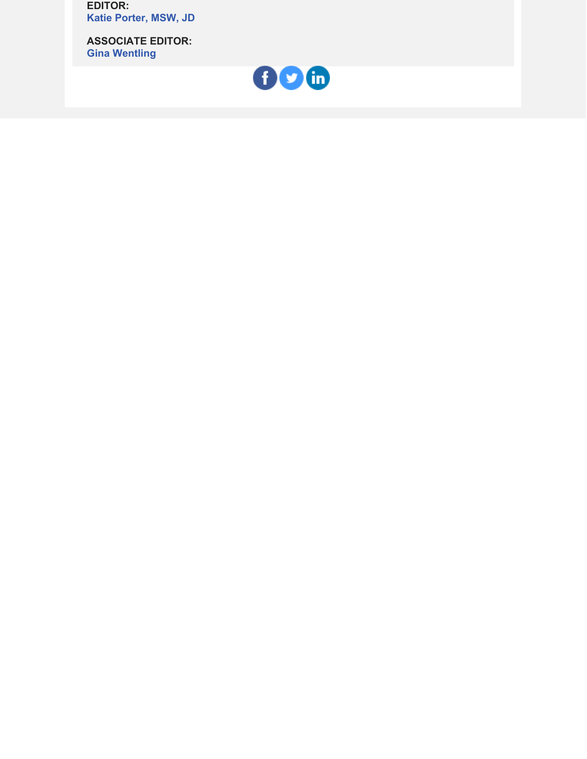**EDITOR:**
**Katie Porter, MSW, JD**

**ASSOCIATE EDITOR:**
**Gina Wentling**